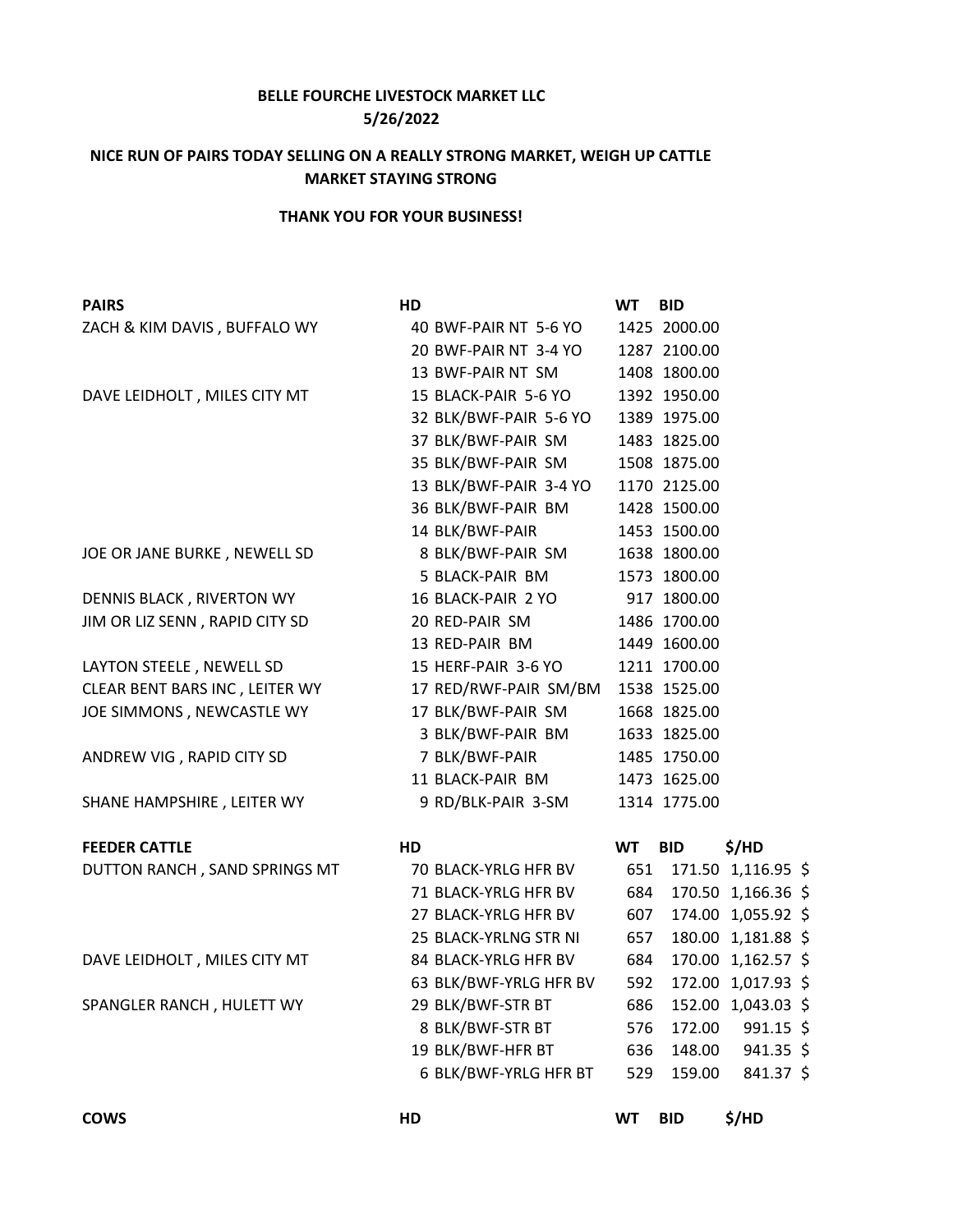**BELLE FOURCHE LIVESTOCK MARKET LLC**
**5/26/2022**

**NICE RUN OF PAIRS TODAY SELLING ON A REALLY STRONG MARKET, WEIGH UP CATTLE MARKET STAYING STRONG**

**THANK YOU FOR YOUR BUSINESS!**

| PAIRS | HD | | WT | BID |
|---|---|---|---|---|
| ZACH & KIM DAVIS , BUFFALO WY | 40 | BWF-PAIR NT 5-6 YO | 1425 | 2000.00 |
| | 20 | BWF-PAIR NT 3-4 YO | 1287 | 2100.00 |
| | 13 | BWF-PAIR NT SM | 1408 | 1800.00 |
| DAVE LEIDHOLT , MILES CITY MT | 15 | BLACK-PAIR 5-6 YO | 1392 | 1950.00 |
| | 32 | BLK/BWF-PAIR 5-6 YO | 1389 | 1975.00 |
| | 37 | BLK/BWF-PAIR SM | 1483 | 1825.00 |
| | 35 | BLK/BWF-PAIR SM | 1508 | 1875.00 |
| | 13 | BLK/BWF-PAIR 3-4 YO | 1170 | 2125.00 |
| | 36 | BLK/BWF-PAIR BM | 1428 | 1500.00 |
| | 14 | BLK/BWF-PAIR | 1453 | 1500.00 |
| JOE OR JANE BURKE , NEWELL SD | 8 | BLK/BWF-PAIR SM | 1638 | 1800.00 |
| | 5 | BLACK-PAIR BM | 1573 | 1800.00 |
| DENNIS BLACK , RIVERTON WY | 16 | BLACK-PAIR 2 YO | 917 | 1800.00 |
| JIM OR LIZ SENN , RAPID CITY SD | 20 | RED-PAIR SM | 1486 | 1700.00 |
| | 13 | RED-PAIR BM | 1449 | 1600.00 |
| LAYTON STEELE , NEWELL SD | 15 | HERF-PAIR 3-6 YO | 1211 | 1700.00 |
| CLEAR BENT BARS INC , LEITER WY | 17 | RED/RWF-PAIR SM/BM | 1538 | 1525.00 |
| JOE SIMMONS , NEWCASTLE WY | 17 | BLK/BWF-PAIR SM | 1668 | 1825.00 |
| | 3 | BLK/BWF-PAIR BM | 1633 | 1825.00 |
| ANDREW VIG , RAPID CITY SD | 7 | BLK/BWF-PAIR | 1485 | 1750.00 |
| | 11 | BLACK-PAIR BM | 1473 | 1625.00 |
| SHANE HAMPSHIRE , LEITER WY | 9 | RD/BLK-PAIR 3-SM | 1314 | 1775.00 |

| FEEDER CATTLE | HD | | WT | BID | $/HD |
|---|---|---|---|---|---|
| DUTTON RANCH , SAND SPRINGS MT | 70 | BLACK-YRLG HFR BV | 651 | 171.50 | 1,116.95 $ |
| | 71 | BLACK-YRLG HFR BV | 684 | 170.50 | 1,166.36 $ |
| | 27 | BLACK-YRLG HFR BV | 607 | 174.00 | 1,055.92 $ |
| | 25 | BLACK-YRLNG STR NI | 657 | 180.00 | 1,181.88 $ |
| DAVE LEIDHOLT , MILES CITY MT | 84 | BLACK-YRLG HFR BV | 684 | 170.00 | 1,162.57 $ |
| | 63 | BLK/BWF-YRLG HFR BV | 592 | 172.00 | 1,017.93 $ |
| SPANGLER RANCH , HULETT WY | 29 | BLK/BWF-STR BT | 686 | 152.00 | 1,043.03 $ |
| | 8 | BLK/BWF-STR BT | 576 | 172.00 | 991.15 $ |
| | 19 | BLK/BWF-HFR BT | 636 | 148.00 | 941.35 $ |
| | 6 | BLK/BWF-YRLG HFR BT | 529 | 159.00 | 841.37 $ |

| COWS | HD | | WT | BID | $/HD |
|---|---|---|---|---|---|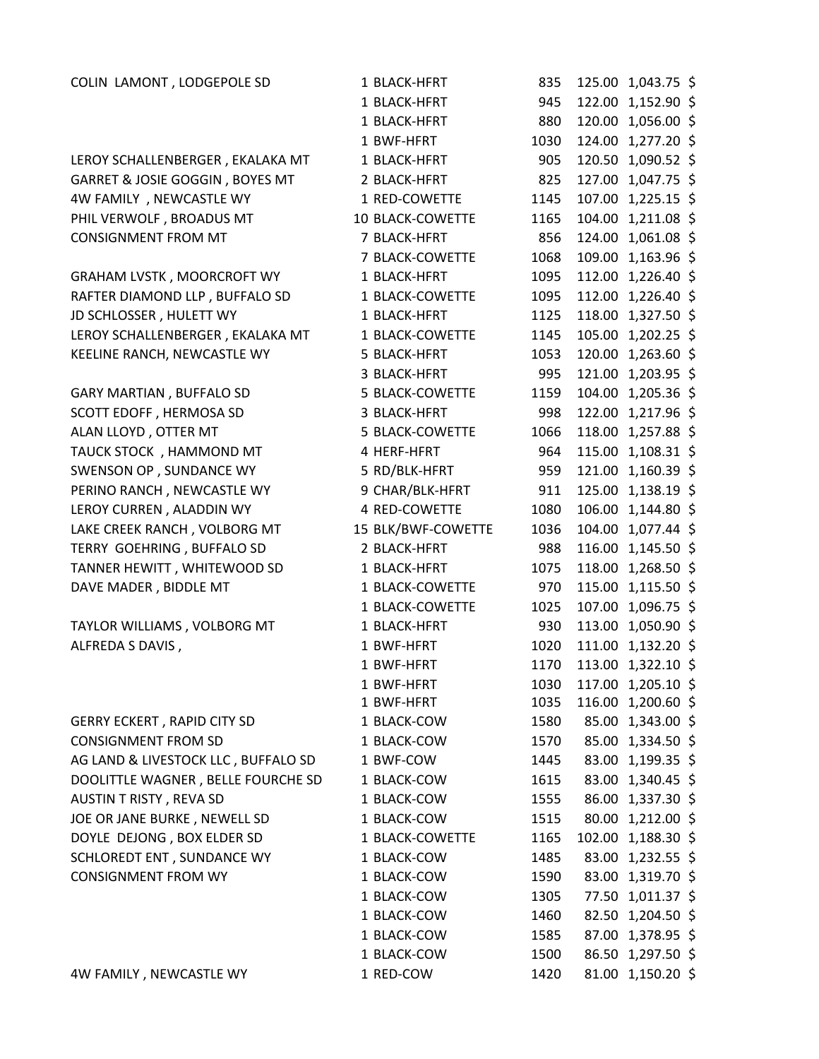| | | | | | |
|---|---|---|---|---|---|
| COLIN LAMONT , LODGEPOLE SD | 1 BLACK-HFRT | 835 | 125.00 | 1,043.75 | $ |
| | 1 BLACK-HFRT | 945 | 122.00 | 1,152.90 | $ |
| | 1 BLACK-HFRT | 880 | 120.00 | 1,056.00 | $ |
| | 1 BWF-HFRT | 1030 | 124.00 | 1,277.20 | $ |
| LEROY SCHALLENBERGER , EKALAKA MT | 1 BLACK-HFRT | 905 | 120.50 | 1,090.52 | $ |
| GARRET & JOSIE GOGGIN , BOYES MT | 2 BLACK-HFRT | 825 | 127.00 | 1,047.75 | $ |
| 4W FAMILY , NEWCASTLE WY | 1 RED-COWETTE | 1145 | 107.00 | 1,225.15 | $ |
| PHIL VERWOLF , BROADUS MT | 10 BLACK-COWETTE | 1165 | 104.00 | 1,211.08 | $ |
| CONSIGNMENT FROM MT | 7 BLACK-HFRT | 856 | 124.00 | 1,061.08 | $ |
| | 7 BLACK-COWETTE | 1068 | 109.00 | 1,163.96 | $ |
| GRAHAM LVSTK , MOORCROFT WY | 1 BLACK-HFRT | 1095 | 112.00 | 1,226.40 | $ |
| RAFTER DIAMOND LLP , BUFFALO SD | 1 BLACK-COWETTE | 1095 | 112.00 | 1,226.40 | $ |
| JD SCHLOSSER , HULETT WY | 1 BLACK-HFRT | 1125 | 118.00 | 1,327.50 | $ |
| LEROY SCHALLENBERGER , EKALAKA MT | 1 BLACK-COWETTE | 1145 | 105.00 | 1,202.25 | $ |
| KEELINE RANCH, NEWCASTLE WY | 5 BLACK-HFRT | 1053 | 120.00 | 1,263.60 | $ |
| | 3 BLACK-HFRT | 995 | 121.00 | 1,203.95 | $ |
| GARY MARTIAN , BUFFALO SD | 5 BLACK-COWETTE | 1159 | 104.00 | 1,205.36 | $ |
| SCOTT EDOFF , HERMOSA SD | 3 BLACK-HFRT | 998 | 122.00 | 1,217.96 | $ |
| ALAN LLOYD , OTTER MT | 5 BLACK-COWETTE | 1066 | 118.00 | 1,257.88 | $ |
| TAUCK STOCK , HAMMOND MT | 4 HERF-HFRT | 964 | 115.00 | 1,108.31 | $ |
| SWENSON OP , SUNDANCE WY | 5 RD/BLK-HFRT | 959 | 121.00 | 1,160.39 | $ |
| PERINO RANCH , NEWCASTLE WY | 9 CHAR/BLK-HFRT | 911 | 125.00 | 1,138.19 | $ |
| LEROY CURREN , ALADDIN WY | 4 RED-COWETTE | 1080 | 106.00 | 1,144.80 | $ |
| LAKE CREEK RANCH , VOLBORG MT | 15 BLK/BWF-COWETTE | 1036 | 104.00 | 1,077.44 | $ |
| TERRY GOEHRING , BUFFALO SD | 2 BLACK-HFRT | 988 | 116.00 | 1,145.50 | $ |
| TANNER HEWITT , WHITEWOOD SD | 1 BLACK-HFRT | 1075 | 118.00 | 1,268.50 | $ |
| DAVE MADER , BIDDLE MT | 1 BLACK-COWETTE | 970 | 115.00 | 1,115.50 | $ |
| | 1 BLACK-COWETTE | 1025 | 107.00 | 1,096.75 | $ |
| TAYLOR WILLIAMS , VOLBORG MT | 1 BLACK-HFRT | 930 | 113.00 | 1,050.90 | $ |
| ALFREDA S DAVIS , | 1 BWF-HFRT | 1020 | 111.00 | 1,132.20 | $ |
| | 1 BWF-HFRT | 1170 | 113.00 | 1,322.10 | $ |
| | 1 BWF-HFRT | 1030 | 117.00 | 1,205.10 | $ |
| | 1 BWF-HFRT | 1035 | 116.00 | 1,200.60 | $ |
| GERRY ECKERT , RAPID CITY SD | 1 BLACK-COW | 1580 | 85.00 | 1,343.00 | $ |
| CONSIGNMENT FROM SD | 1 BLACK-COW | 1570 | 85.00 | 1,334.50 | $ |
| AG LAND & LIVESTOCK LLC , BUFFALO SD | 1 BWF-COW | 1445 | 83.00 | 1,199.35 | $ |
| DOOLITTLE WAGNER , BELLE FOURCHE SD | 1 BLACK-COW | 1615 | 83.00 | 1,340.45 | $ |
| AUSTIN T RISTY , REVA SD | 1 BLACK-COW | 1555 | 86.00 | 1,337.30 | $ |
| JOE OR JANE BURKE , NEWELL SD | 1 BLACK-COW | 1515 | 80.00 | 1,212.00 | $ |
| DOYLE DEJONG , BOX ELDER SD | 1 BLACK-COWETTE | 1165 | 102.00 | 1,188.30 | $ |
| SCHLOREDT ENT , SUNDANCE WY | 1 BLACK-COW | 1485 | 83.00 | 1,232.55 | $ |
| CONSIGNMENT FROM WY | 1 BLACK-COW | 1590 | 83.00 | 1,319.70 | $ |
| | 1 BLACK-COW | 1305 | 77.50 | 1,011.37 | $ |
| | 1 BLACK-COW | 1460 | 82.50 | 1,204.50 | $ |
| | 1 BLACK-COW | 1585 | 87.00 | 1,378.95 | $ |
| | 1 BLACK-COW | 1500 | 86.50 | 1,297.50 | $ |
| 4W FAMILY , NEWCASTLE WY | 1 RED-COW | 1420 | 81.00 | 1,150.20 | $ |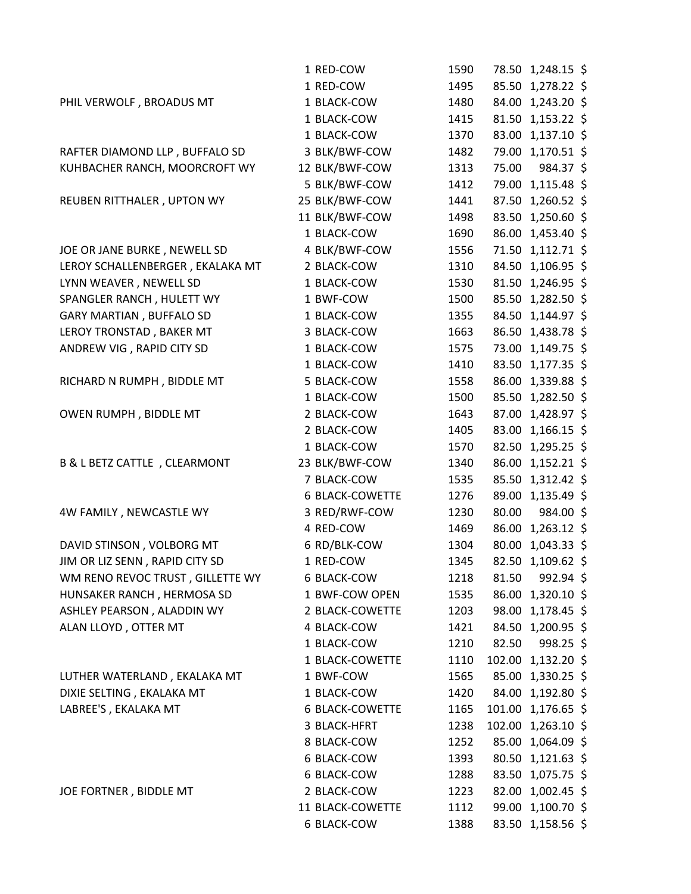| | | | | | |
|---|---|---|---|---|---|
| | 1 RED-COW | 1590 | 78.50 | 1,248.15 | $ |
| | 1 RED-COW | 1495 | 85.50 | 1,278.22 | $ |
| PHIL VERWOLF , BROADUS MT | 1 BLACK-COW | 1480 | 84.00 | 1,243.20 | $ |
| | 1 BLACK-COW | 1415 | 81.50 | 1,153.22 | $ |
| | 1 BLACK-COW | 1370 | 83.00 | 1,137.10 | $ |
| RAFTER DIAMOND LLP , BUFFALO SD | 3 BLK/BWF-COW | 1482 | 79.00 | 1,170.51 | $ |
| KUHBACHER RANCH, MOORCROFT WY | 12 BLK/BWF-COW | 1313 | 75.00 | 984.37 | $ |
| | 5 BLK/BWF-COW | 1412 | 79.00 | 1,115.48 | $ |
| REUBEN RITTHALER , UPTON WY | 25 BLK/BWF-COW | 1441 | 87.50 | 1,260.52 | $ |
| | 11 BLK/BWF-COW | 1498 | 83.50 | 1,250.60 | $ |
| | 1 BLACK-COW | 1690 | 86.00 | 1,453.40 | $ |
| JOE OR JANE BURKE , NEWELL SD | 4 BLK/BWF-COW | 1556 | 71.50 | 1,112.71 | $ |
| LEROY SCHALLENBERGER , EKALAKA MT | 2 BLACK-COW | 1310 | 84.50 | 1,106.95 | $ |
| LYNN WEAVER , NEWELL SD | 1 BLACK-COW | 1530 | 81.50 | 1,246.95 | $ |
| SPANGLER RANCH , HULETT WY | 1 BWF-COW | 1500 | 85.50 | 1,282.50 | $ |
| GARY MARTIAN , BUFFALO SD | 1 BLACK-COW | 1355 | 84.50 | 1,144.97 | $ |
| LEROY TRONSTAD , BAKER MT | 3 BLACK-COW | 1663 | 86.50 | 1,438.78 | $ |
| ANDREW VIG , RAPID CITY SD | 1 BLACK-COW | 1575 | 73.00 | 1,149.75 | $ |
| | 1 BLACK-COW | 1410 | 83.50 | 1,177.35 | $ |
| RICHARD N RUMPH , BIDDLE MT | 5 BLACK-COW | 1558 | 86.00 | 1,339.88 | $ |
| | 1 BLACK-COW | 1500 | 85.50 | 1,282.50 | $ |
| OWEN RUMPH , BIDDLE MT | 2 BLACK-COW | 1643 | 87.00 | 1,428.97 | $ |
| | 2 BLACK-COW | 1405 | 83.00 | 1,166.15 | $ |
| | 1 BLACK-COW | 1570 | 82.50 | 1,295.25 | $ |
| B & L BETZ CATTLE , CLEARMONT | 23 BLK/BWF-COW | 1340 | 86.00 | 1,152.21 | $ |
| | 7 BLACK-COW | 1535 | 85.50 | 1,312.42 | $ |
| | 6 BLACK-COWETTE | 1276 | 89.00 | 1,135.49 | $ |
| 4W FAMILY , NEWCASTLE WY | 3 RED/RWF-COW | 1230 | 80.00 | 984.00 | $ |
| | 4 RED-COW | 1469 | 86.00 | 1,263.12 | $ |
| DAVID STINSON , VOLBORG MT | 6 RD/BLK-COW | 1304 | 80.00 | 1,043.33 | $ |
| JIM OR LIZ SENN , RAPID CITY SD | 1 RED-COW | 1345 | 82.50 | 1,109.62 | $ |
| WM RENO REVOC TRUST , GILLETTE WY | 6 BLACK-COW | 1218 | 81.50 | 992.94 | $ |
| HUNSAKER RANCH , HERMOSA SD | 1 BWF-COW OPEN | 1535 | 86.00 | 1,320.10 | $ |
| ASHLEY PEARSON , ALADDIN WY | 2 BLACK-COWETTE | 1203 | 98.00 | 1,178.45 | $ |
| ALAN LLOYD , OTTER MT | 4 BLACK-COW | 1421 | 84.50 | 1,200.95 | $ |
| | 1 BLACK-COW | 1210 | 82.50 | 998.25 | $ |
| | 1 BLACK-COWETTE | 1110 | 102.00 | 1,132.20 | $ |
| LUTHER WATERLAND , EKALAKA MT | 1 BWF-COW | 1565 | 85.00 | 1,330.25 | $ |
| DIXIE SELTING , EKALAKA MT | 1 BLACK-COW | 1420 | 84.00 | 1,192.80 | $ |
| LABREE'S , EKALAKA MT | 6 BLACK-COWETTE | 1165 | 101.00 | 1,176.65 | $ |
| | 3 BLACK-HFRT | 1238 | 102.00 | 1,263.10 | $ |
| | 8 BLACK-COW | 1252 | 85.00 | 1,064.09 | $ |
| | 6 BLACK-COW | 1393 | 80.50 | 1,121.63 | $ |
| | 6 BLACK-COW | 1288 | 83.50 | 1,075.75 | $ |
| JOE FORTNER , BIDDLE MT | 2 BLACK-COW | 1223 | 82.00 | 1,002.45 | $ |
| | 11 BLACK-COWETTE | 1112 | 99.00 | 1,100.70 | $ |
| | 6 BLACK-COW | 1388 | 83.50 | 1,158.56 | $ |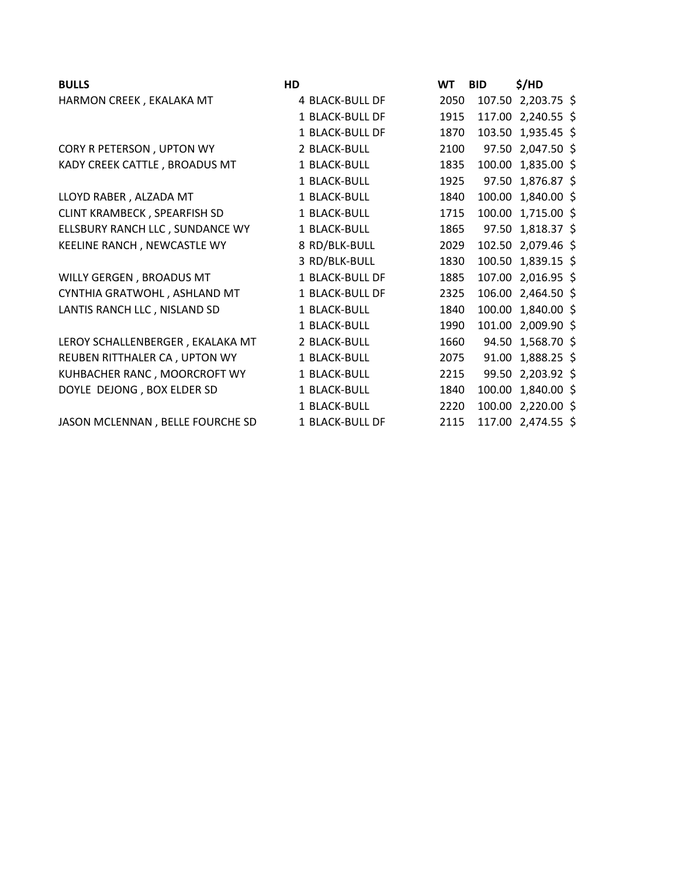| BULLS | HD | WT | BID | $/HD |
|---|---|---|---|---|
| HARMON CREEK , EKALAKA MT | 4 BLACK-BULL DF | 2050 | 107.50 | 2,203.75 $ |
| | 1 BLACK-BULL DF | 1915 | 117.00 | 2,240.55 $ |
| | 1 BLACK-BULL DF | 1870 | 103.50 | 1,935.45 $ |
| CORY R PETERSON , UPTON WY | 2 BLACK-BULL | 2100 | 97.50 | 2,047.50 $ |
| KADY CREEK CATTLE , BROADUS MT | 1 BLACK-BULL | 1835 | 100.00 | 1,835.00 $ |
| | 1 BLACK-BULL | 1925 | 97.50 | 1,876.87 $ |
| LLOYD RABER , ALZADA MT | 1 BLACK-BULL | 1840 | 100.00 | 1,840.00 $ |
| CLINT KRAMBECK , SPEARFISH SD | 1 BLACK-BULL | 1715 | 100.00 | 1,715.00 $ |
| ELLSBURY RANCH LLC , SUNDANCE WY | 1 BLACK-BULL | 1865 | 97.50 | 1,818.37 $ |
| KEELINE RANCH , NEWCASTLE WY | 8 RD/BLK-BULL | 2029 | 102.50 | 2,079.46 $ |
| | 3 RD/BLK-BULL | 1830 | 100.50 | 1,839.15 $ |
| WILLY GERGEN , BROADUS MT | 1 BLACK-BULL DF | 1885 | 107.00 | 2,016.95 $ |
| CYNTHIA GRATWOHL , ASHLAND MT | 1 BLACK-BULL DF | 2325 | 106.00 | 2,464.50 $ |
| LANTIS RANCH LLC , NISLAND SD | 1 BLACK-BULL | 1840 | 100.00 | 1,840.00 $ |
| | 1 BLACK-BULL | 1990 | 101.00 | 2,009.90 $ |
| LEROY SCHALLENBERGER , EKALAKA MT | 2 BLACK-BULL | 1660 | 94.50 | 1,568.70 $ |
| REUBEN RITTHALER CA , UPTON WY | 1 BLACK-BULL | 2075 | 91.00 | 1,888.25 $ |
| KUHBACHER RANC , MOORCROFT WY | 1 BLACK-BULL | 2215 | 99.50 | 2,203.92 $ |
| DOYLE DEJONG , BOX ELDER SD | 1 BLACK-BULL | 1840 | 100.00 | 1,840.00 $ |
| | 1 BLACK-BULL | 2220 | 100.00 | 2,220.00 $ |
| JASON MCLENNAN , BELLE FOURCHE SD | 1 BLACK-BULL DF | 2115 | 117.00 | 2,474.55 $ |